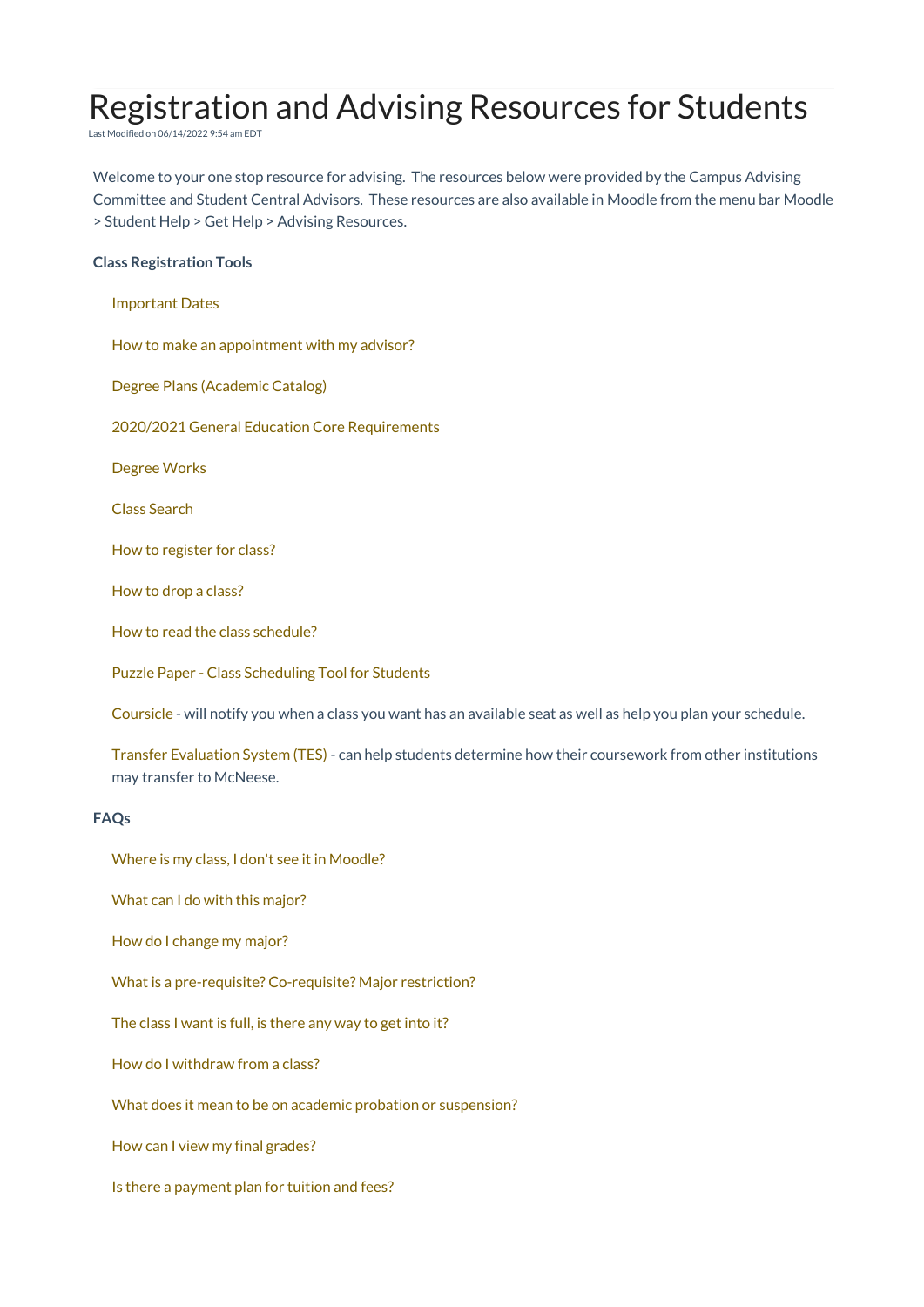# Registration and Advising Resources for Students

Last Modified on 06/14/2022 9:54 am EDT

Welcome to your one stop resource for advising. The resources below were provided by the Campus Advising Committee and Student Central Advisors. These resources are also available in Moodle from the menu bar Moodle > Student Help > Get Help > Advising Resources.

**Class Registration Tools**

Important Dates

How to make an appointment with my advisor?

Degree Plans (Academic Catalog)

2020/2021 General Education Core Requirements

Degree Works

Class Search

How to register for class?

How to drop a class?

How to read the class schedule?

Puzzle Paper - Class Scheduling Tool for Students

Coursicle - will notify you when a class you want has an available seat as well as help you plan your schedule.

Transfer Evaluation System (TES) - can help students determine how their coursework from other institutions may transfer to McNeese.

**FAQs**

Where is my class, I don't see it in Moodle?

What can I do with this major?

How do I change my major?

What is a pre-requisite? Co-requisite? Major restriction?

The class I want is full, is there any way to get into it?

How do I withdraw from a class?

What does it mean to be on academic probation or suspension?

How can I view my final grades?

Is there a payment plan for tuition and fees?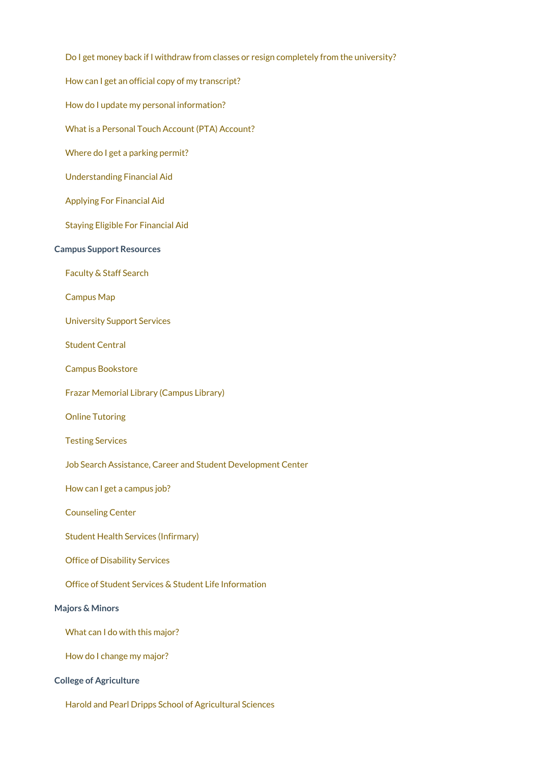- Do I get money back if I withdraw from classes or resign completely from the university?
- How can I get an official copy of my transcript?
- How do I update my personal information?
- What is a Personal Touch Account (PTA) Account?
- Where do I get a parking permit?
- Understanding Financial Aid
- Applying For Financial Aid
- Staying Eligible For Financial Aid

**Campus Support Resources**

- Faculty & Staff Search
- Campus Map
- University Support Services
- Student Central
- Campus Bookstore
- Frazar Memorial Library (Campus Library)
- Online Tutoring
- Testing Services
- Job Search Assistance, Career and Student Development Center
- How can I get a campus job?
- Counseling Center
- Student Health Services (Infirmary)
- Office of Disability Services
- Office of Student Services & Student Life Information

**Majors & Minors**

- What can I do with this major?
- How do I change my major?

**College of Agriculture**

- Harold and Pearl Dripps School of Agricultural Sciences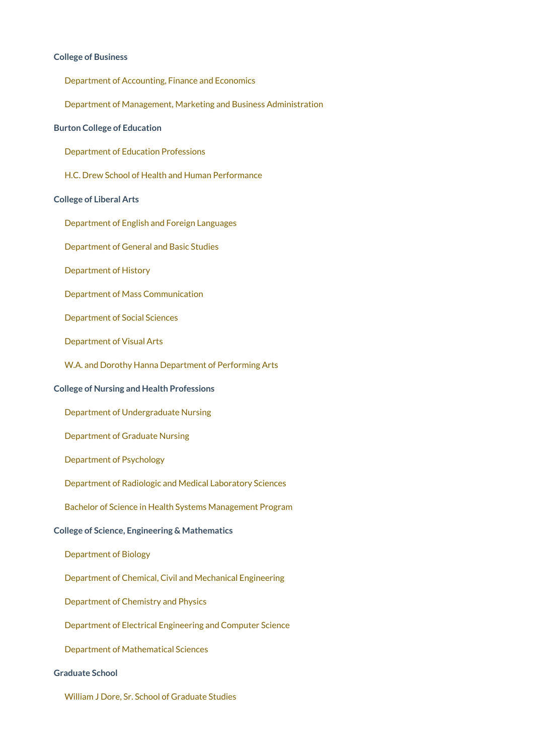**College of Business**

- Department of Accounting, Finance and Economics
- Department of Management, Marketing and Business Administration

**Burton College of Education**

- Department of Education Professions
- H.C. Drew School of Health and Human Performance

**College of Liberal Arts**

- Department of English and Foreign Languages
- Department of General and Basic Studies
- Department of History
- Department of Mass Communication
- Department of Social Sciences
- Department of Visual Arts
- W.A. and Dorothy Hanna Department of Performing Arts

**College of Nursing and Health Professions**

- Department of Undergraduate Nursing
- Department of Graduate Nursing
- Department of Psychology
- Department of Radiologic and Medical Laboratory Sciences
- Bachelor of Science in Health Systems Management Program

**College of Science, Engineering & Mathematics**

- Department of Biology
- Department of Chemical, Civil and Mechanical Engineering
- Department of Chemistry and Physics
- Department of Electrical Engineering and Computer Science
- Department of Mathematical Sciences

**Graduate School**

- William J Dore, Sr. School of Graduate Studies